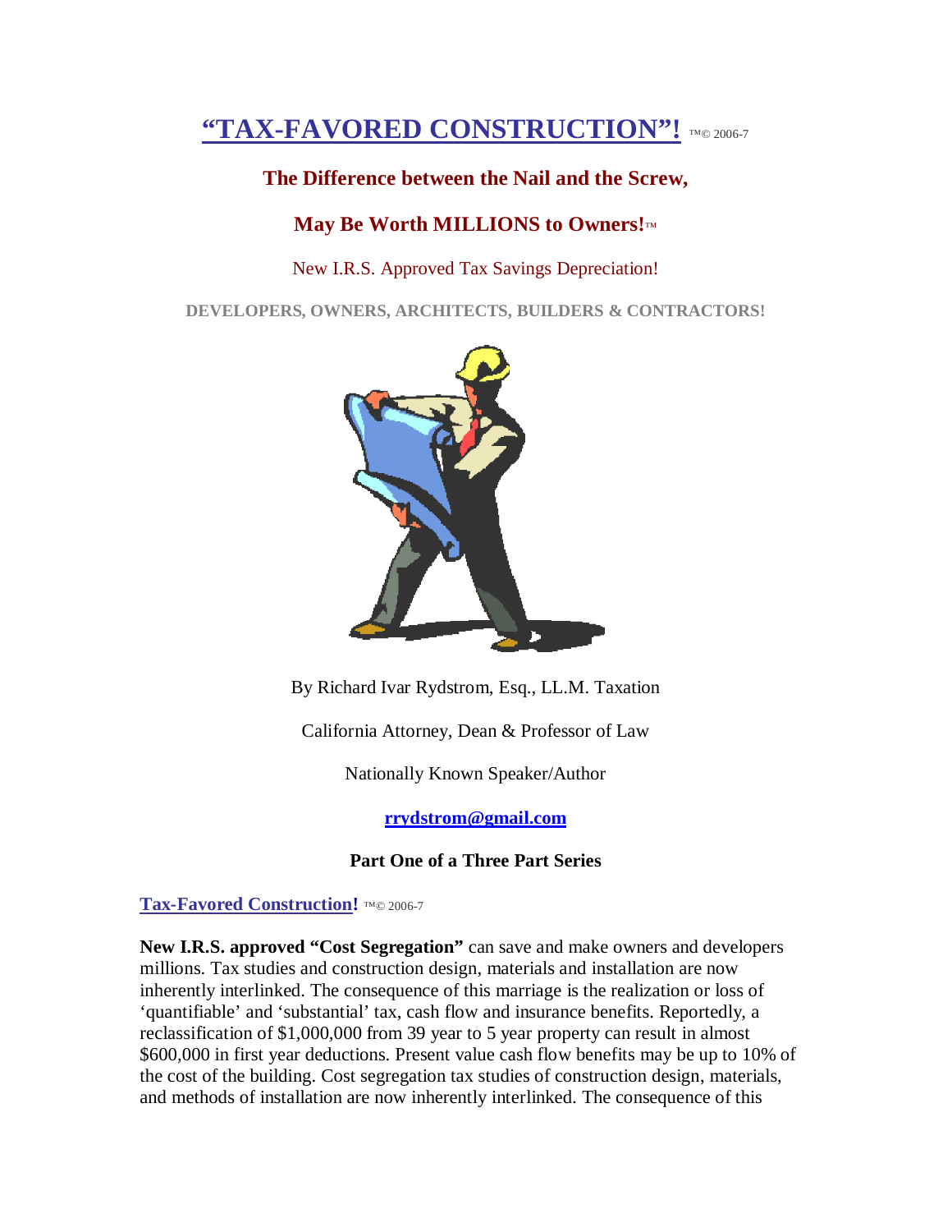# "TAX-FAVORED CONSTRUCTION"! ™© 2006-7

## The Difference between the Nail and the Screw,

## May Be Worth MILLIONS to Owners!™

New I.R.S. Approved Tax Savings Depreciation!

**DEVELOPERS, OWNERS, ARCHITECTS, BUILDERS & CONTRACTORS!**

By Richard Ivar Rydstrom, Esq., LL.M. Taxation

California Attorney, Dean & Professor of Law

Nationally Known Speaker/Author

**rrydstrom@gmail.com**

**Part One of a Three Part Series**

**Tax-Favored Construction!** ™© 2006-7

**New I.R.S. approved "Cost Segregation"** can save and make owners and developers millions. Tax studies and construction design, materials and installation are now inherently interlinked. The consequence of this marriage is the realization or loss of 'quantifiable' and 'substantial' tax, cash flow and insurance benefits. Reportedly, a reclassification of $1,000,000 from 39 year to 5 year property can result in almost $600,000 in first year deductions. Present value cash flow benefits may be up to 10% of the cost of the building. Cost segregation tax studies of construction design, materials, and methods of installation are now inherently interlinked. The consequence of this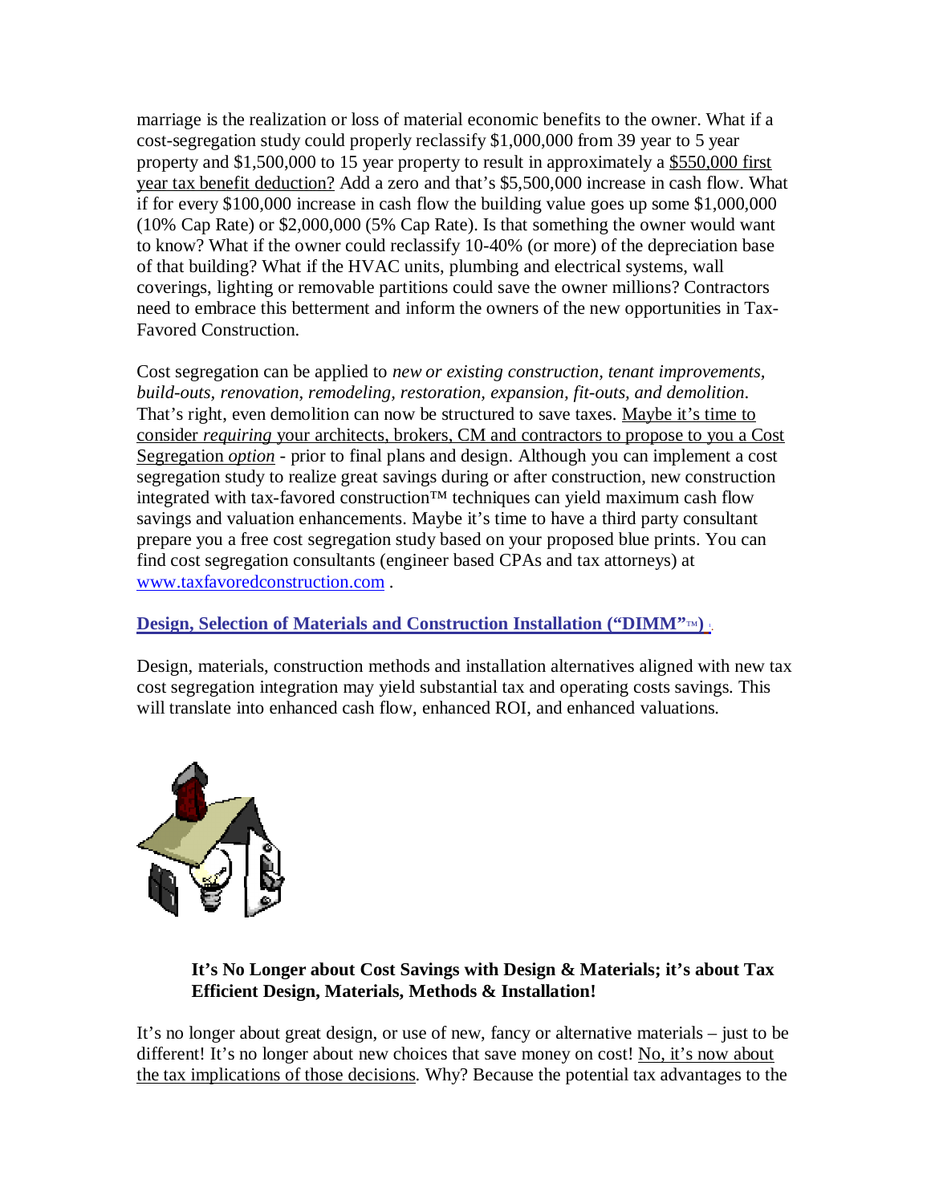marriage is the realization or loss of material economic benefits to the owner. What if a cost-segregation study could properly reclassify $1,000,000 from 39 year to 5 year property and $1,500,000 to 15 year property to result in approximately a <u>$550,000 first year tax benefit deduction?</u> Add a zero and that's $5,500,000 increase in cash flow. What if for every $100,000 increase in cash flow the building value goes up some $1,000,000 (10% Cap Rate) or $2,000,000 (5% Cap Rate). Is that something the owner would want to know? What if the owner could reclassify 10-40% (or more) of the depreciation base of that building? What if the HVAC units, plumbing and electrical systems, wall coverings, lighting or removable partitions could save the owner millions? Contractors need to embrace this betterment and inform the owners of the new opportunities in Tax-Favored Construction.

Cost segregation can be applied to *new or existing construction, tenant improvements, build-outs, renovation, remodeling, restoration, expansion, fit-outs, and demolition.* That's right, even demolition can now be structured to save taxes. <u>Maybe it's time to consider *requiring* your architects, brokers, CM and contractors to propose to you a Cost Segregation *option*</u> - prior to final plans and design. Although you can implement a cost segregation study to realize great savings during or after construction, new construction integrated with tax-favored construction™ techniques can yield maximum cash flow savings and valuation enhancements. Maybe it's time to have a third party consultant prepare you a free cost segregation study based on your proposed blue prints. You can find cost segregation consultants (engineer based CPAs and tax attorneys) at www.taxfavoredconstruction.com .

## Design, Selection of Materials and Construction Installation ("DIMM"™) [1]

Design, materials, construction methods and installation alternatives aligned with new tax cost segregation integration may yield substantial tax and operating costs savings. This will translate into enhanced cash flow, enhanced ROI, and enhanced valuations.

> **It's No Longer about Cost Savings with Design & Materials; it's about Tax Efficient Design, Materials, Methods & Installation!**

It's no longer about great design, or use of new, fancy or alternative materials – just to be different! It's no longer about new choices that save money on cost! <u>No, it's now about the tax implications of those decisions</u>. Why? Because the potential tax advantages to the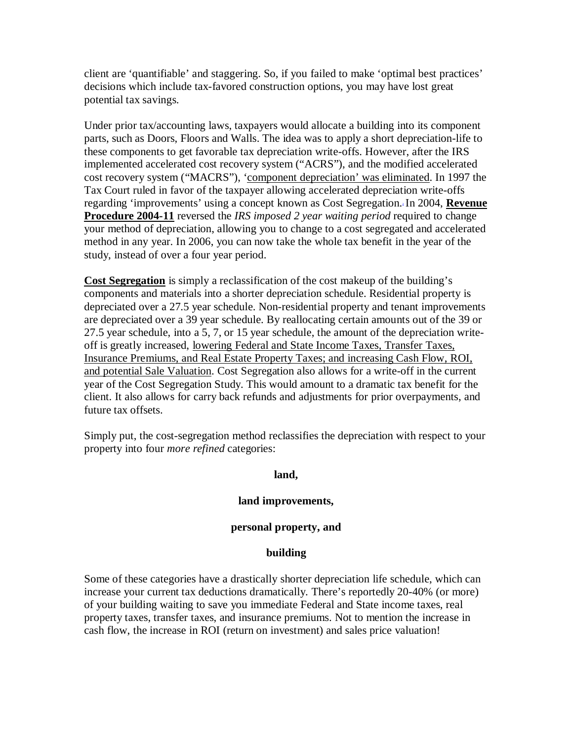client are 'quantifiable' and staggering. So, if you failed to make 'optimal best practices' decisions which include tax-favored construction options, you may have lost great potential tax savings.

Under prior tax/accounting laws, taxpayers would allocate a building into its component parts, such as Doors, Floors and Walls. The idea was to apply a short depreciation-life to these components to get favorable tax depreciation write-offs. However, after the IRS implemented accelerated cost recovery system ("ACRS"), and the modified accelerated cost recovery system ("MACRS"), 'component depreciation' was eliminated. In 1997 the Tax Court ruled in favor of the taxpayer allowing accelerated depreciation write-offs regarding 'improvements' using a concept known as Cost Segregation. In 2004, **Revenue Procedure 2004-11** reversed the *IRS imposed 2 year waiting period* required to change your method of depreciation, allowing you to change to a cost segregated and accelerated method in any year. In 2006, you can now take the whole tax benefit in the year of the study, instead of over a four year period.

**Cost Segregation** is simply a reclassification of the cost makeup of the building's components and materials into a shorter depreciation schedule. Residential property is depreciated over a 27.5 year schedule. Non-residential property and tenant improvements are depreciated over a 39 year schedule. By reallocating certain amounts out of the 39 or 27.5 year schedule, into a 5, 7, or 15 year schedule, the amount of the depreciation write-off is greatly increased, lowering Federal and State Income Taxes, Transfer Taxes, Insurance Premiums, and Real Estate Property Taxes; and increasing Cash Flow, ROI, and potential Sale Valuation. Cost Segregation also allows for a write-off in the current year of the Cost Segregation Study. This would amount to a dramatic tax benefit for the client. It also allows for carry back refunds and adjustments for prior overpayments, and future tax offsets.

Simply put, the cost-segregation method reclassifies the depreciation with respect to your property into four *more refined* categories:

**land,**

**land improvements,**

**personal property, and**

**building**

Some of these categories have a drastically shorter depreciation life schedule, which can increase your current tax deductions dramatically. There's reportedly 20-40% (or more) of your building waiting to save you immediate Federal and State income taxes, real property taxes, transfer taxes, and insurance premiums. Not to mention the increase in cash flow, the increase in ROI (return on investment) and sales price valuation!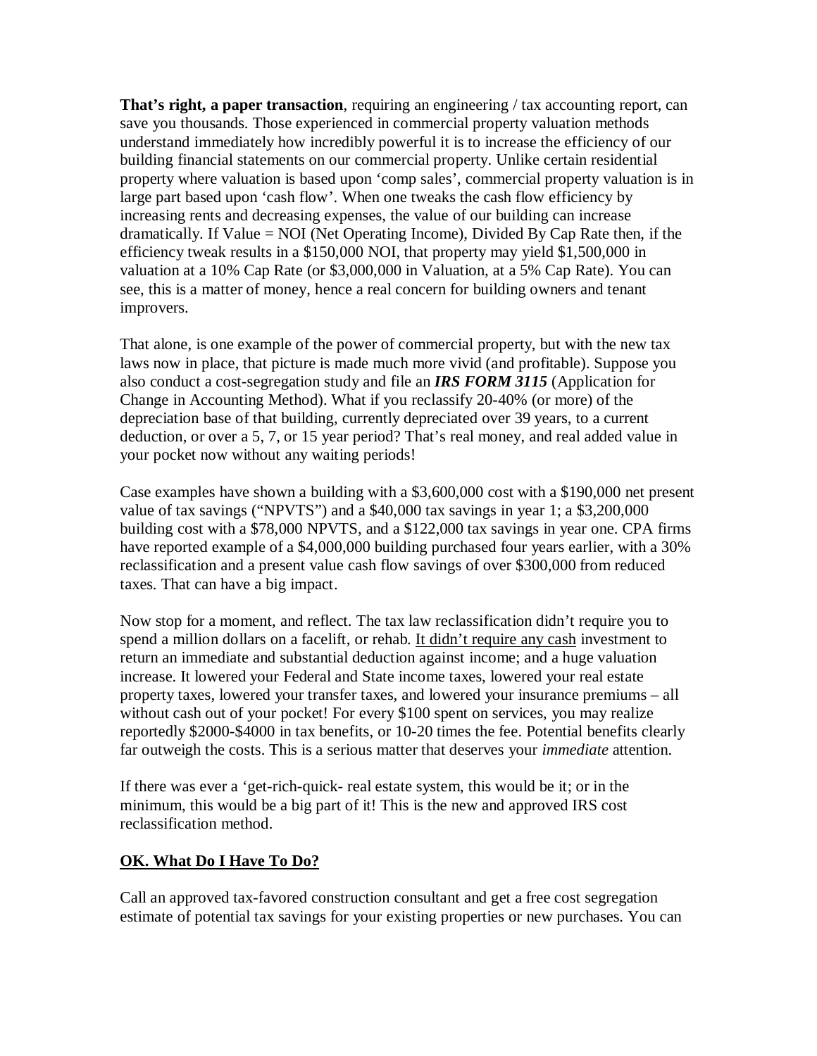**That's right, a paper transaction**, requiring an engineering / tax accounting report, can save you thousands. Those experienced in commercial property valuation methods understand immediately how incredibly powerful it is to increase the efficiency of our building financial statements on our commercial property. Unlike certain residential property where valuation is based upon 'comp sales', commercial property valuation is in large part based upon 'cash flow'. When one tweaks the cash flow efficiency by increasing rents and decreasing expenses, the value of our building can increase dramatically. If Value = NOI (Net Operating Income), Divided By Cap Rate then, if the efficiency tweak results in a $150,000 NOI, that property may yield $1,500,000 in valuation at a 10% Cap Rate (or $3,000,000 in Valuation, at a 5% Cap Rate). You can see, this is a matter of money, hence a real concern for building owners and tenant improvers.

That alone, is one example of the power of commercial property, but with the new tax laws now in place, that picture is made much more vivid (and profitable). Suppose you also conduct a cost-segregation study and file an ***IRS FORM 3115*** (Application for Change in Accounting Method). What if you reclassify 20-40% (or more) of the depreciation base of that building, currently depreciated over 39 years, to a current deduction, or over a 5, 7, or 15 year period? That's real money, and real added value in your pocket now without any waiting periods!

Case examples have shown a building with a $3,600,000 cost with a $190,000 net present value of tax savings ("NPVTS") and a $40,000 tax savings in year 1; a $3,200,000 building cost with a $78,000 NPVTS, and a $122,000 tax savings in year one. CPA firms have reported example of a $4,000,000 building purchased four years earlier, with a 30% reclassification and a present value cash flow savings of over $300,000 from reduced taxes. That can have a big impact.

Now stop for a moment, and reflect. The tax law reclassification didn't require you to spend a million dollars on a facelift, or rehab. <u>It didn't require any cash</u> investment to return an immediate and substantial deduction against income; and a huge valuation increase. It lowered your Federal and State income taxes, lowered your real estate property taxes, lowered your transfer taxes, and lowered your insurance premiums – all without cash out of your pocket! For every $100 spent on services, you may realize reportedly $2000-$4000 in tax benefits, or 10-20 times the fee. Potential benefits clearly far outweigh the costs. This is a serious matter that deserves your *immediate* attention.

If there was ever a 'get-rich-quick- real estate system, this would be it; or in the minimum, this would be a big part of it! This is the new and approved IRS cost reclassification method.

## <u>OK. What Do I Have To Do?</u>

Call an approved tax-favored construction consultant and get a free cost segregation estimate of potential tax savings for your existing properties or new purchases. You can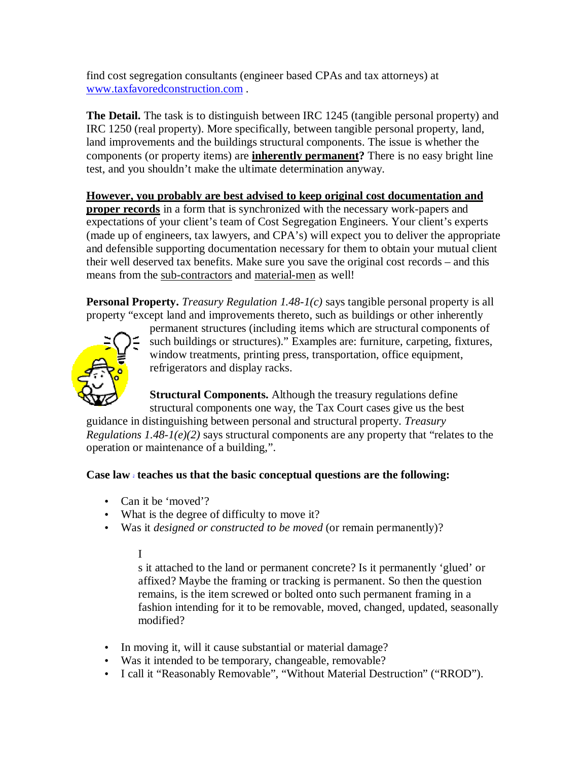find cost segregation consultants (engineer based CPAs and tax attorneys) at [www.taxfavoredconstruction.com](http://www.taxfavoredconstruction.com) .

**The Detail.** The task is to distinguish between IRC 1245 (tangible personal property) and IRC 1250 (real property). More specifically, between tangible personal property, land, land improvements and the buildings structural components. The issue is whether the components (or property items) are **inherently permanent?** There is no easy bright line test, and you shouldn't make the ultimate determination anyway.

**However, you probably are best advised to keep original cost documentation and proper records** in a form that is synchronized with the necessary work-papers and expectations of your client's team of Cost Segregation Engineers. Your client's experts (made up of engineers, tax lawyers, and CPA's) will expect you to deliver the appropriate and defensible supporting documentation necessary for them to obtain your mutual client their well deserved tax benefits. Make sure you save the original cost records – and this means from the sub-contractors and material-men as well!

**Personal Property.** *Treasury Regulation 1.48-1(c)* says tangible personal property is all property "except land and improvements thereto, such as buildings or other inherently permanent structures (including items which are structural components of such buildings or structures)." Examples are: furniture, carpeting, fixtures, window treatments, printing press, transportation, office equipment, refrigerators and display racks.

**Structural Components.** Although the treasury regulations define structural components one way, the Tax Court cases give us the best guidance in distinguishing between personal and structural property. *Treasury Regulations 1.48-1(e)(2)* says structural components are any property that "relates to the operation or maintenance of a building,".

**Case law [1] teaches us that the basic conceptual questions are the following:**

- Can it be 'moved'?
- What is the degree of difficulty to move it?
- Was it *designed or constructed to be moved* (or remain permanently)?

  Is it attached to the land or permanent concrete? Is it permanently 'glued' or affixed? Maybe the framing or tracking is permanent. So then the question remains, is the item screwed or bolted onto such permanent framing in a fashion intending for it to be removable, moved, changed, updated, seasonally modified?

- In moving it, will it cause substantial or material damage?
- Was it intended to be temporary, changeable, removable?
- I call it "Reasonably Removable", "Without Material Destruction" ("RROD").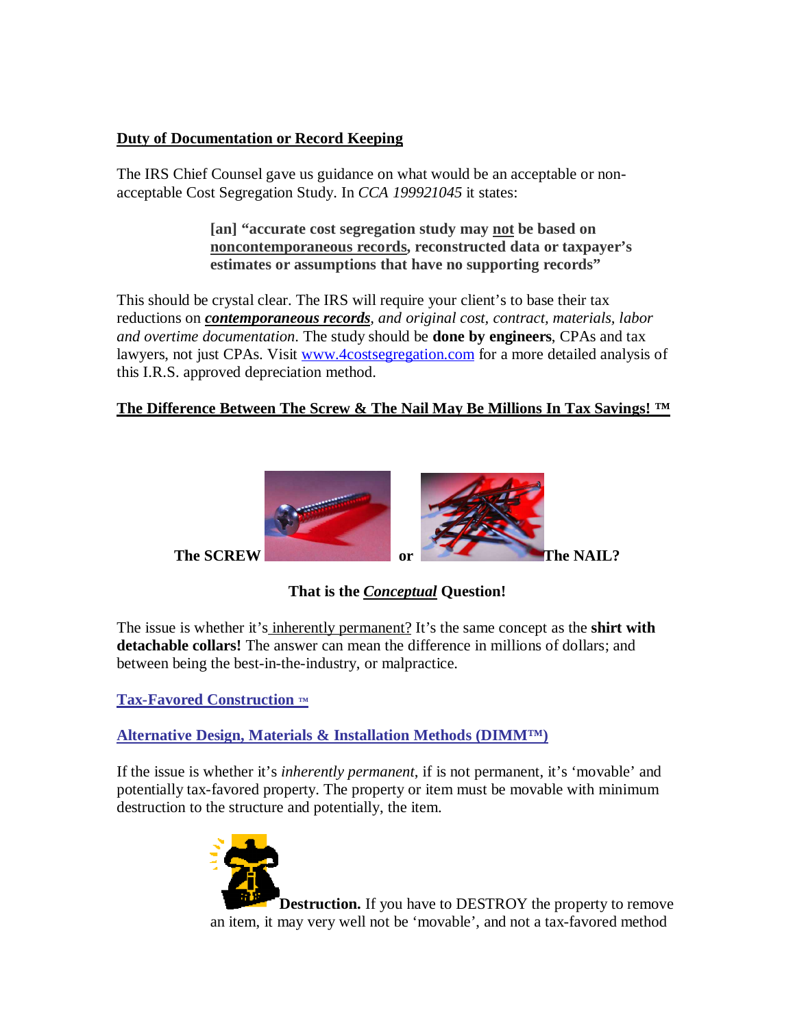**Duty of Documentation or Record Keeping**

The IRS Chief Counsel gave us guidance on what would be an acceptable or non-acceptable Cost Segregation Study. In *CCA 199921045* it states:

> **[an] "accurate cost segregation study may not be based on noncontemporaneous records, reconstructed data or taxpayer's estimates or assumptions that have no supporting records"**

This should be crystal clear. The IRS will require your client's to base their tax reductions on ***contemporaneous records***, *and original cost, contract, materials, labor and overtime documentation*. The study should be **done by engineers**, CPAs and tax lawyers, not just CPAs. Visit www.4costsegregation.com for a more detailed analysis of this I.R.S. approved depreciation method.

**The Difference Between The Screw & The Nail May Be Millions In Tax Savings! ™**

**The SCREW** **or** **The NAIL?**

**That is the *Conceptual* Question!**

The issue is whether it's inherently permanent? It's the same concept as the **shirt with detachable collars!** The answer can mean the difference in millions of dollars; and between being the best-in-the-industry, or malpractice.

**Tax-Favored Construction ™**

**Alternative Design, Materials & Installation Methods (DIMM™)**

If the issue is whether it's *inherently permanent*, if is not permanent, it's 'movable' and potentially tax-favored property. The property or item must be movable with minimum destruction to the structure and potentially, the item.

**Destruction.** If you have to DESTROY the property to remove an item, it may very well not be 'movable', and not a tax-favored method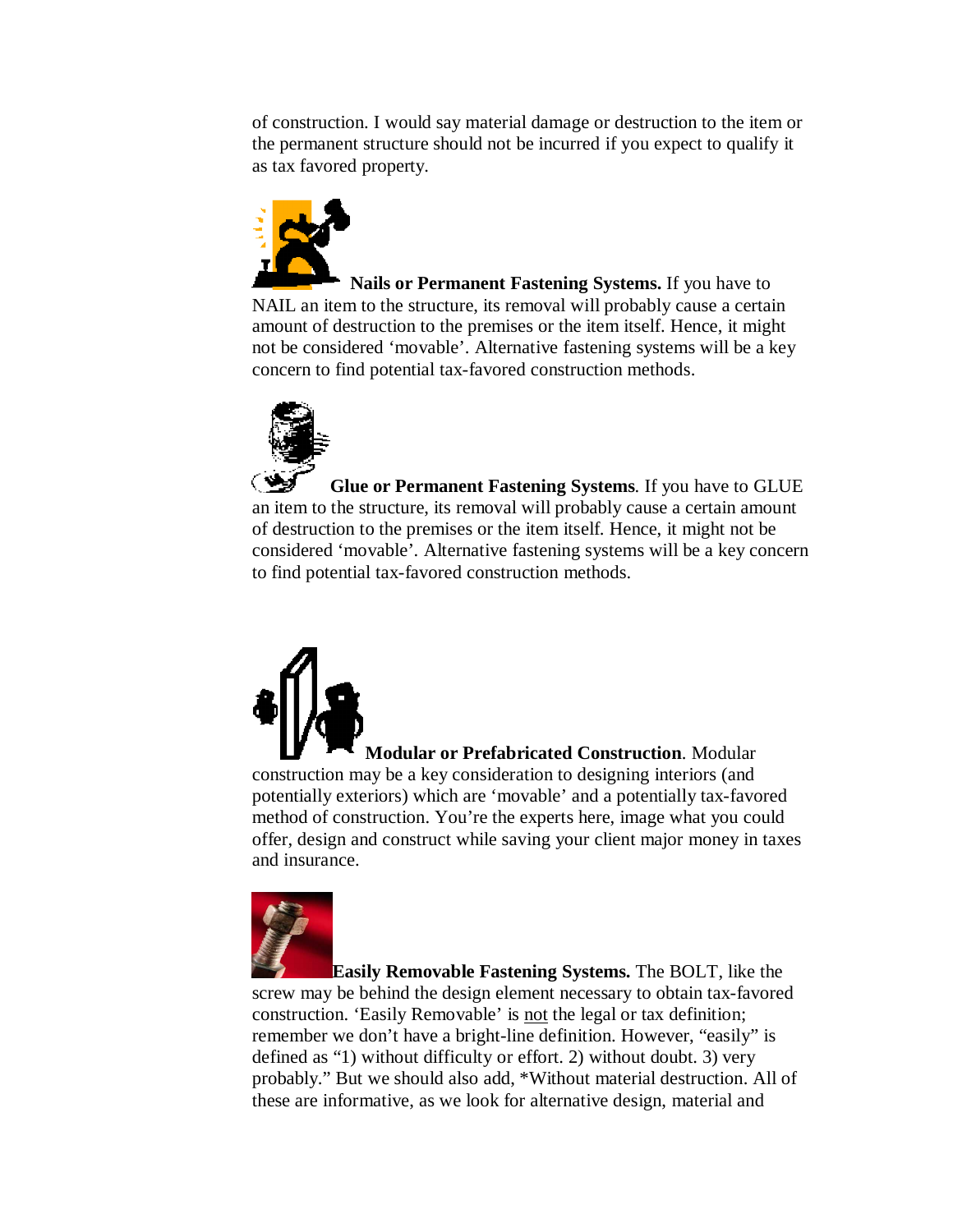of construction. I would say material damage or destruction to the item or the permanent structure should not be incurred if you expect to qualify it as tax favored property.

**Nails or Permanent Fastening Systems.** If you have to NAIL an item to the structure, its removal will probably cause a certain amount of destruction to the premises or the item itself. Hence, it might not be considered 'movable'. Alternative fastening systems will be a key concern to find potential tax-favored construction methods.

**Glue or Permanent Fastening Systems**. If you have to GLUE an item to the structure, its removal will probably cause a certain amount of destruction to the premises or the item itself. Hence, it might not be considered 'movable'. Alternative fastening systems will be a key concern to find potential tax-favored construction methods.

**Modular or Prefabricated Construction**. Modular construction may be a key consideration to designing interiors (and potentially exteriors) which are 'movable' and a potentially tax-favored method of construction. You're the experts here, image what you could offer, design and construct while saving your client major money in taxes and insurance.

**Easily Removable Fastening Systems.** The BOLT, like the screw may be behind the design element necessary to obtain tax-favored construction. 'Easily Removable' is not the legal or tax definition; remember we don't have a bright-line definition. However, "easily" is defined as "1) without difficulty or effort. 2) without doubt. 3) very probably." But we should also add, *Without material destruction. All of these are informative, as we look for alternative design, material and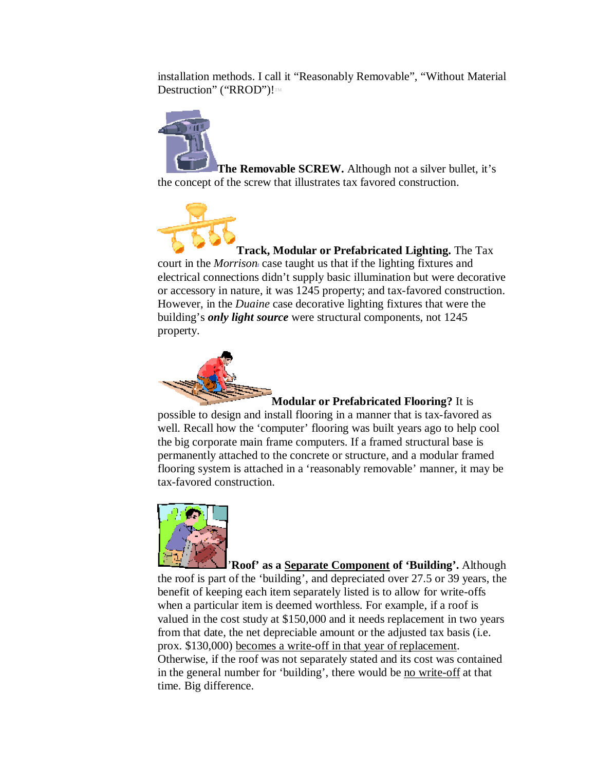installation methods. I call it "Reasonably Removable", "Without Material Destruction" ("RROD")!™

**The Removable SCREW.** Although not a silver bullet, it's the concept of the screw that illustrates tax favored construction.

**Track, Modular or Prefabricated Lighting.** The Tax court in the *Morrison*[5] case taught us that if the lighting fixtures and electrical connections didn't supply basic illumination but were decorative or accessory in nature, it was 1245 property; and tax-favored construction. However, in the *Duaine* case decorative lighting fixtures that were the building's ***only light source*** were structural components, not 1245 property.

**Modular or Prefabricated Flooring?** It is possible to design and install flooring in a manner that is tax-favored as well. Recall how the 'computer' flooring was built years ago to help cool the big corporate main frame computers. If a framed structural base is permanently attached to the concrete or structure, and a modular framed flooring system is attached in a 'reasonably removable' manner, it may be tax-favored construction.

**'Roof' as a <u>Separate Component</u> of 'Building'.** Although the roof is part of the 'building', and depreciated over 27.5 or 39 years, the benefit of keeping each item separately listed is to allow for write-offs when a particular item is deemed worthless. For example, if a roof is valued in the cost study at $150,000 and it needs replacement in two years from that date, the net depreciable amount or the adjusted tax basis (i.e. prox. $130,000) <u>becomes a write-off in that year of replacement</u>. Otherwise, if the roof was not separately stated and its cost was contained in the general number for 'building', there would be <u>no write-off</u> at that time. Big difference.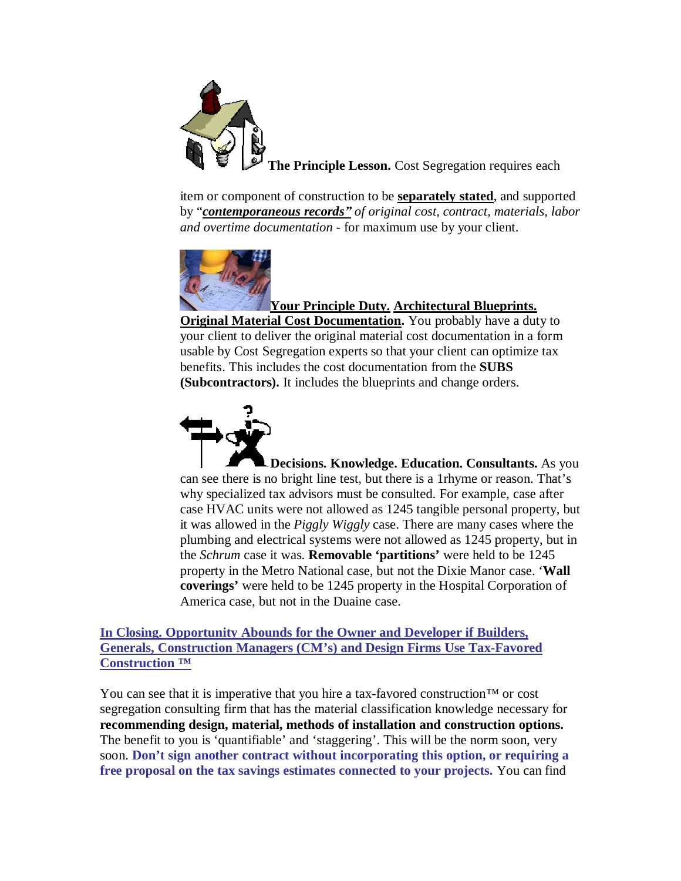**The Principle Lesson.** Cost Segregation requires each item or component of construction to be **separately stated**, and supported by "***contemporaneous records"*** *of original cost, contract, materials, labor and overtime documentation* - for maximum use by your client.

**Your Principle Duty. Architectural Blueprints. Original Material Cost Documentation.** You probably have a duty to your client to deliver the original material cost documentation in a form usable by Cost Segregation experts so that your client can optimize tax benefits. This includes the cost documentation from the **SUBS (Subcontractors).** It includes the blueprints and change orders.

**Decisions. Knowledge. Education. Consultants.** As you can see there is no bright line test, but there is a 1rhyme or reason. That's why specialized tax advisors must be consulted. For example, case after case HVAC units were not allowed as 1245 tangible personal property, but it was allowed in the *Piggly Wiggly* case. There are many cases where the plumbing and electrical systems were not allowed as 1245 property, but in the *Schrum* case it was. **Removable 'partitions'** were held to be 1245 property in the Metro National case, but not the Dixie Manor case. '**Wall coverings'** were held to be 1245 property in the Hospital Corporation of America case, but not in the Duaine case.

## In Closing. Opportunity Abounds for the Owner and Developer if Builders, Generals, Construction Managers (CM's) and Design Firms Use Tax-Favored Construction ™

You can see that it is imperative that you hire a tax-favored construction™ or cost segregation consulting firm that has the material classification knowledge necessary for **recommending design, material, methods of installation and construction options.** The benefit to you is 'quantifiable' and 'staggering'. This will be the norm soon, very soon. **Don't sign another contract without incorporating this option, or requiring a free proposal on the tax savings estimates connected to your projects.** You can find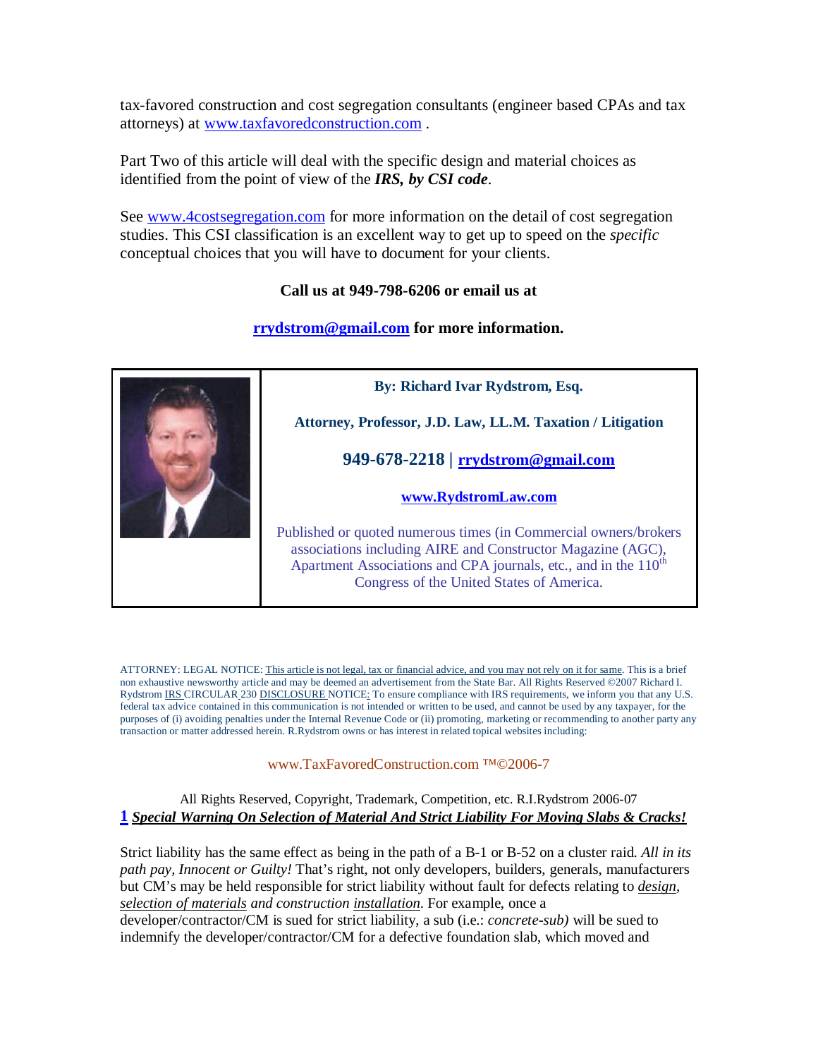tax-favored construction and cost segregation consultants (engineer based CPAs and tax attorneys) at www.taxfavoredconstruction.com .

Part Two of this article will deal with the specific design and material choices as identified from the point of view of the ***IRS, by CSI code***.

See www.4costsegregation.com for more information on the detail of cost segregation studies. This CSI classification is an excellent way to get up to speed on the *specific* conceptual choices that you will have to document for your clients.

**Call us at 949-798-6206 or email us at**

**rrydstrom@gmail.com for more information.**

**By: Richard Ivar Rydstrom, Esq.**

**Attorney, Professor, J.D. Law, LL.M. Taxation / Litigation**

**949-678-2218 | rrydstrom@gmail.com**

**www.RydstromLaw.com**

Published or quoted numerous times (in Commercial owners/brokers associations including AIRE and Constructor Magazine (AGC), Apartment Associations and CPA journals, etc., and in the 110th Congress of the United States of America.

ATTORNEY: LEGAL NOTICE: This article is not legal, tax or financial advice, and you may not rely on it for same. This is a brief non exhaustive newsworthy article and may be deemed an advertisement from the State Bar. All Rights Reserved ©2007 Richard I. Rydstrom IRS CIRCULAR 230 DISCLOSURE NOTICE: To ensure compliance with IRS requirements, we inform you that any U.S. federal tax advice contained in this communication is not intended or written to be used, and cannot be used by any taxpayer, for the purposes of (i) avoiding penalties under the Internal Revenue Code or (ii) promoting, marketing or recommending to another party any transaction or matter addressed herein. R.Rydstrom owns or has interest in related topical websites including:

www.TaxFavoredConstruction.com ™©2006-7

All Rights Reserved, Copyright, Trademark, Competition, etc. R.I.Rydstrom 2006-07

**1** ***Special Warning On Selection of Material And Strict Liability For Moving Slabs & Cracks!***

Strict liability has the same effect as being in the path of a B-1 or B-52 on a cluster raid. *All in its path pay, Innocent or Guilty!* That's right, not only developers, builders, generals, manufacturers but CM's may be held responsible for strict liability without fault for defects relating to *design*, *selection of materials* and construction *installation*. For example, once a developer/contractor/CM is sued for strict liability, a sub (i.e.: *concrete-sub)* will be sued to indemnify the developer/contractor/CM for a defective foundation slab, which moved and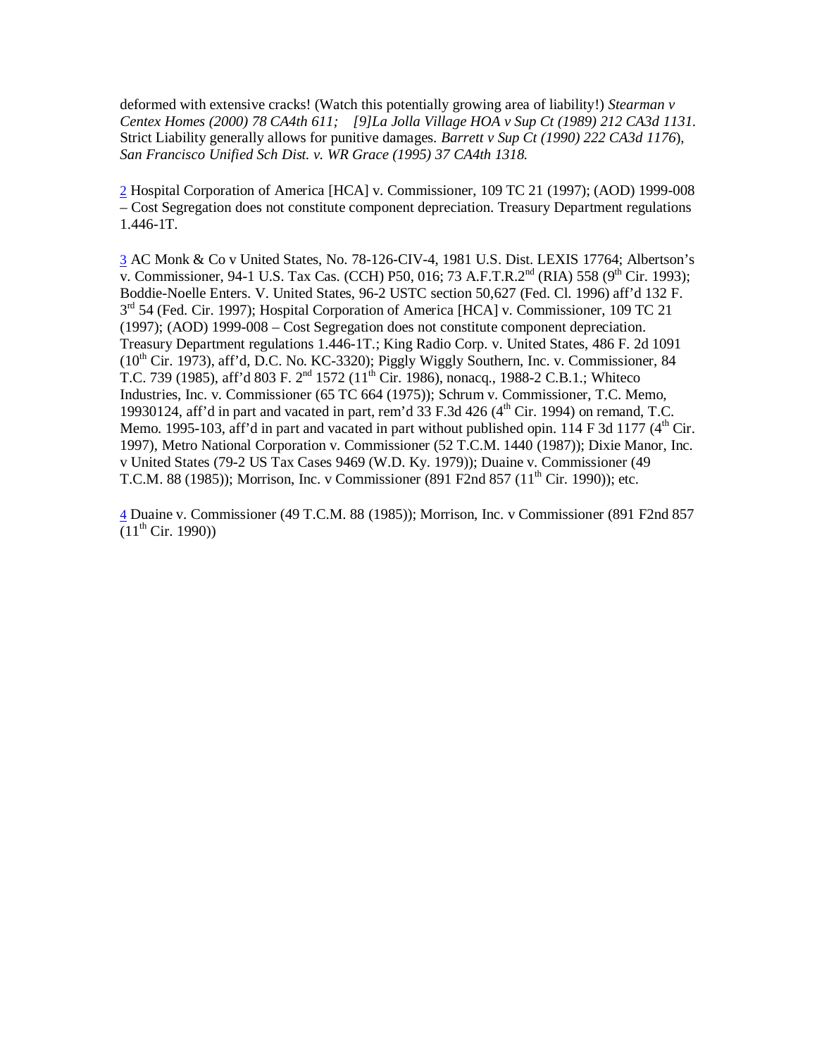deformed with extensive cracks! (Watch this potentially growing area of liability!) *Stearman v Centex Homes (2000) 78 CA4th 611; [9]La Jolla Village HOA v Sup Ct (1989) 212 CA3d 1131.* Strict Liability generally allows for punitive damages. *Barrett v Sup Ct (1990) 222 CA3d 1176*), *San Francisco Unified Sch Dist. v. WR Grace (1995) 37 CA4th 1318.*

2 Hospital Corporation of America [HCA] v. Commissioner, 109 TC 21 (1997); (AOD) 1999-008 – Cost Segregation does not constitute component depreciation. Treasury Department regulations 1.446-1T.

3 AC Monk & Co v United States, No. 78-126-CIV-4, 1981 U.S. Dist. LEXIS 17764; Albertson's v. Commissioner, 94-1 U.S. Tax Cas. (CCH) P50, 016; 73 A.F.T.R.2nd (RIA) 558 (9th Cir. 1993); Boddie-Noelle Enters. V. United States, 96-2 USTC section 50,627 (Fed. Cl. 1996) aff'd 132 F. 3rd 54 (Fed. Cir. 1997); Hospital Corporation of America [HCA] v. Commissioner, 109 TC 21 (1997); (AOD) 1999-008 – Cost Segregation does not constitute component depreciation. Treasury Department regulations 1.446-1T.; King Radio Corp. v. United States, 486 F. 2d 1091 (10th Cir. 1973), aff'd, D.C. No. KC-3320); Piggly Wiggly Southern, Inc. v. Commissioner, 84 T.C. 739 (1985), aff'd 803 F. 2nd 1572 (11th Cir. 1986), nonacq., 1988-2 C.B.1.; Whiteco Industries, Inc. v. Commissioner (65 TC 664 (1975)); Schrum v. Commissioner, T.C. Memo, 19930124, aff'd in part and vacated in part, rem'd 33 F.3d 426 (4th Cir. 1994) on remand, T.C. Memo. 1995-103, aff'd in part and vacated in part without published opin. 114 F 3d 1177 (4th Cir. 1997), Metro National Corporation v. Commissioner (52 T.C.M. 1440 (1987)); Dixie Manor, Inc. v United States (79-2 US Tax Cases 9469 (W.D. Ky. 1979)); Duaine v. Commissioner (49 T.C.M. 88 (1985)); Morrison, Inc. v Commissioner (891 F2nd 857 (11th Cir. 1990)); etc.

4 Duaine v. Commissioner (49 T.C.M. 88 (1985)); Morrison, Inc. v Commissioner (891 F2nd 857 (11th Cir. 1990))